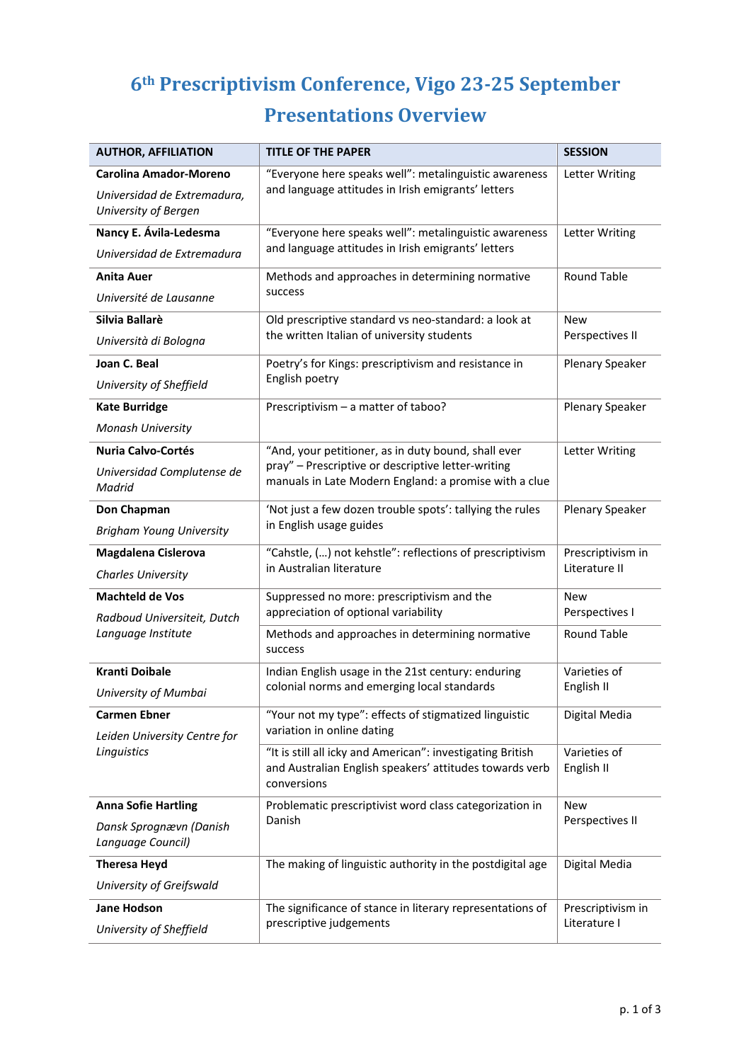# 6th Prescriptivism Conference, Vigo 23-25 September

# Presentations Overview

| AUTHOR, AFFILIATION | TITLE OF THE PAPER | SESSION |
|---|---|---|
| **Carolina Amador-Moreno** *Universidad de Extremadura, University of Bergen* | "Everyone here speaks well": metalinguistic awareness and language attitudes in Irish emigrants' letters | Letter Writing |
| **Nancy E. Ávila-Ledesma** *Universidad de Extremadura* | "Everyone here speaks well": metalinguistic awareness and language attitudes in Irish emigrants' letters | Letter Writing |
| **Anita Auer** *Université de Lausanne* | Methods and approaches in determining normative success | Round Table |
| **Silvia Ballarè** *Università di Bologna* | Old prescriptive standard vs neo-standard: a look at the written Italian of university students | New Perspectives II |
| **Joan C. Beal** *University of Sheffield* | Poetry's for Kings: prescriptivism and resistance in English poetry | Plenary Speaker |
| **Kate Burridge** *Monash University* | Prescriptivism – a matter of taboo? | Plenary Speaker |
| **Nuria Calvo-Cortés** *Universidad Complutense de Madrid* | "And, your petitioner, as in duty bound, shall ever pray" – Prescriptive or descriptive letter-writing manuals in Late Modern England: a promise with a clue | Letter Writing |
| **Don Chapman** *Brigham Young University* | 'Not just a few dozen trouble spots': tallying the rules in English usage guides | Plenary Speaker |
| **Magdalena Cislerova** *Charles University* | "Cahstle, (…) not kehstle": reflections of prescriptivism in Australian literature | Prescriptivism in Literature II |
| **Machteld de Vos** *Radboud Universiteit, Dutch Language Institute* | Suppressed no more: prescriptivism and the appreciation of optional variability | New Perspectives I |
| | Methods and approaches in determining normative success | Round Table |
| **Kranti Doibale** *University of Mumbai* | Indian English usage in the 21st century: enduring colonial norms and emerging local standards | Varieties of English II |
| **Carmen Ebner** *Leiden University Centre for Linguistics* | "Your not my type": effects of stigmatized linguistic variation in online dating | Digital Media |
| | "It is still all icky and American": investigating British and Australian English speakers' attitudes towards verb conversions | Varieties of English II |
| **Anna Sofie Hartling** *Dansk Sprognævn (Danish Language Council)* | Problematic prescriptivist word class categorization in Danish | New Perspectives II |
| **Theresa Heyd** *University of Greifswald* | The making of linguistic authority in the postdigital age | Digital Media |
| **Jane Hodson** *University of Sheffield* | The significance of stance in literary representations of prescriptive judgements | Prescriptivism in Literature I |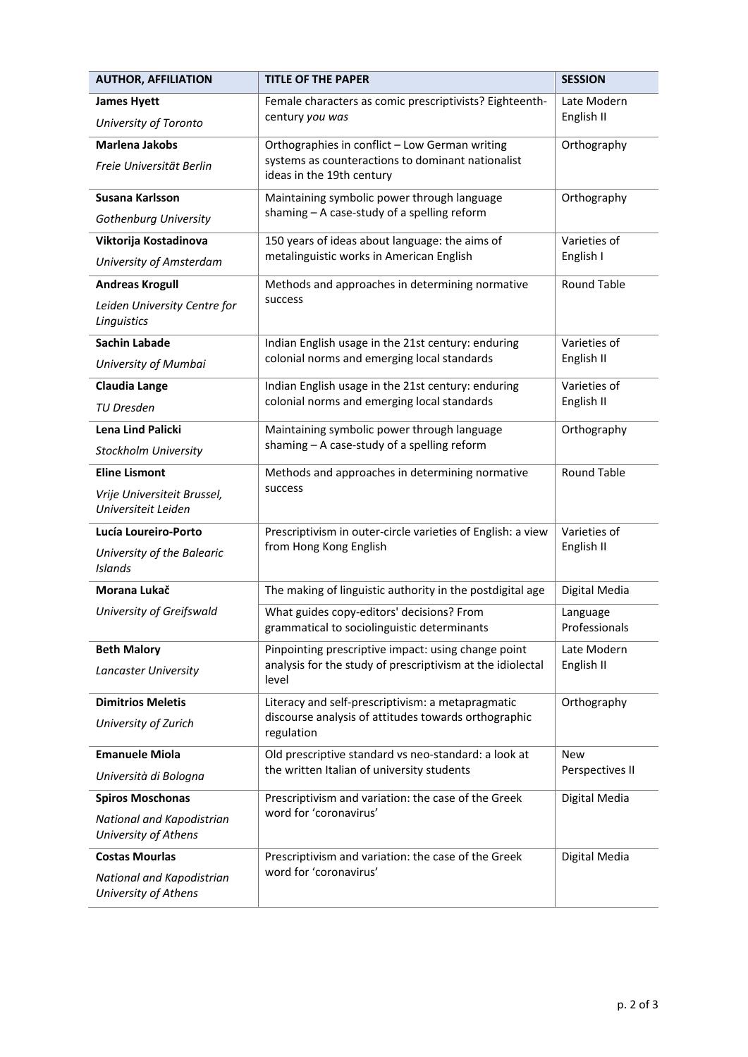| AUTHOR, AFFILIATION | TITLE OF THE PAPER | SESSION |
|---|---|---|
| **James Hyett**<br>*University of Toronto* | Female characters as comic prescriptivists? Eighteenth-century *you was* | Late Modern English II |
| **Marlena Jakobs**<br>*Freie Universität Berlin* | Orthographies in conflict – Low German writing systems as counteractions to dominant nationalist ideas in the 19th century | Orthography |
| **Susana Karlsson**<br>*Gothenburg University* | Maintaining symbolic power through language shaming – A case-study of a spelling reform | Orthography |
| **Viktorija Kostadinova**<br>*University of Amsterdam* | 150 years of ideas about language: the aims of metalinguistic works in American English | Varieties of English I |
| **Andreas Krogull**<br>*Leiden University Centre for Linguistics* | Methods and approaches in determining normative success | Round Table |
| **Sachin Labade**<br>*University of Mumbai* | Indian English usage in the 21st century: enduring colonial norms and emerging local standards | Varieties of English II |
| **Claudia Lange**<br>*TU Dresden* | Indian English usage in the 21st century: enduring colonial norms and emerging local standards | Varieties of English II |
| **Lena Lind Palicki**<br>*Stockholm University* | Maintaining symbolic power through language shaming – A case-study of a spelling reform | Orthography |
| **Eline Lismont**<br>*Vrije Universiteit Brussel, Universiteit Leiden* | Methods and approaches in determining normative success | Round Table |
| **Lucía Loureiro-Porto**<br>*University of the Balearic Islands* | Prescriptivism in outer-circle varieties of English: a view from Hong Kong English | Varieties of English II |
| **Morana Lukač**<br>*University of Greifswald* | The making of linguistic authority in the postdigital age | Digital Media |
| | What guides copy-editors' decisions? From grammatical to sociolinguistic determinants | Language Professionals |
| **Beth Malory**<br>*Lancaster University* | Pinpointing prescriptive impact: using change point analysis for the study of prescriptivism at the idiolectal level | Late Modern English II |
| **Dimitrios Meletis**<br>*University of Zurich* | Literacy and self-prescriptivism: a metapragmatic discourse analysis of attitudes towards orthographic regulation | Orthography |
| **Emanuele Miola**<br>*Università di Bologna* | Old prescriptive standard vs neo-standard: a look at the written Italian of university students | New Perspectives II |
| **Spiros Moschonas**<br>*National and Kapodistrian University of Athens* | Prescriptivism and variation: the case of the Greek word for 'coronavirus' | Digital Media |
| **Costas Mourlas**<br>*National and Kapodistrian University of Athens* | Prescriptivism and variation: the case of the Greek word for 'coronavirus' | Digital Media |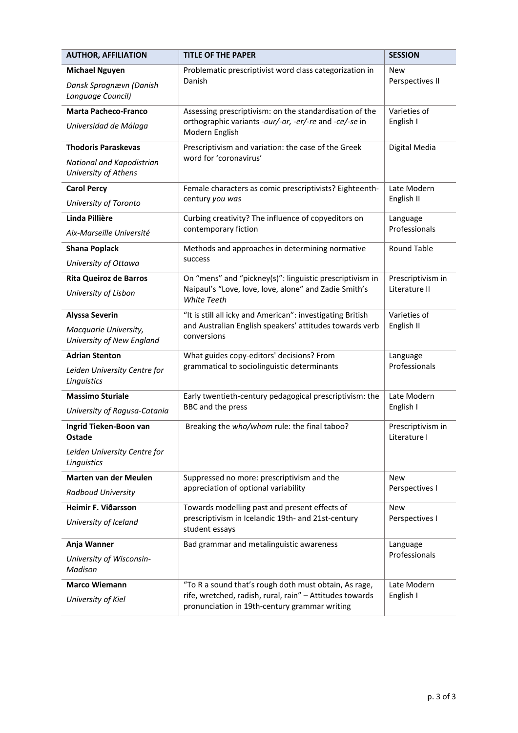| AUTHOR, AFFILIATION | TITLE OF THE PAPER | SESSION |
|---|---|---|
| **Michael Nguyen**<br>*Dansk Sprognævn (Danish Language Council)* | Problematic prescriptivist word class categorization in Danish | New Perspectives II |
| **Marta Pacheco-Franco**<br>*Universidad de Málaga* | Assessing prescriptivism: on the standardisation of the orthographic variants *-our/-or, -er/-re* and *-ce/-se* in Modern English | Varieties of English I |
| **Thodoris Paraskevas**<br>*National and Kapodistrian University of Athens* | Prescriptivism and variation: the case of the Greek word for 'coronavirus' | Digital Media |
| **Carol Percy**<br>*University of Toronto* | Female characters as comic prescriptivists? Eighteenth-century *you was* | Late Modern English II |
| **Linda Pillière**<br>*Aix-Marseille Université* | Curbing creativity? The influence of copyeditors on contemporary fiction | Language Professionals |
| **Shana Poplack**<br>*University of Ottawa* | Methods and approaches in determining normative success | Round Table |
| **Rita Queiroz de Barros**<br>*University of Lisbon* | On "mens" and "pickney(s)": linguistic prescriptivism in Naipaul's "Love, love, love, alone" and Zadie Smith's *White Teeth* | Prescriptivism in Literature II |
| **Alyssa Severin**<br>*Macquarie University, University of New England* | "It is still all icky and American": investigating British and Australian English speakers' attitudes towards verb conversions | Varieties of English II |
| **Adrian Stenton**<br>*Leiden University Centre for Linguistics* | What guides copy-editors' decisions? From grammatical to sociolinguistic determinants | Language Professionals |
| **Massimo Sturiale**<br>*University of Ragusa-Catania* | Early twentieth-century pedagogical prescriptivism: the BBC and the press | Late Modern English I |
| **Ingrid Tieken-Boon van Ostade**<br>*Leiden University Centre for Linguistics* | Breaking the *who/whom* rule: the final taboo? | Prescriptivism in Literature I |
| **Marten van der Meulen**<br>*Radboud University* | Suppressed no more: prescriptivism and the appreciation of optional variability | New Perspectives I |
| **Heimir F. Viðarsson**<br>*University of Iceland* | Towards modelling past and present effects of prescriptivism in Icelandic 19th- and 21st-century student essays | New Perspectives I |
| **Anja Wanner**<br>*University of Wisconsin-Madison* | Bad grammar and metalinguistic awareness | Language Professionals |
| **Marco Wiemann**<br>*University of Kiel* | "To R a sound that's rough doth must obtain, As rage, rife, wretched, radish, rural, rain" – Attitudes towards pronunciation in 19th-century grammar writing | Late Modern English I |